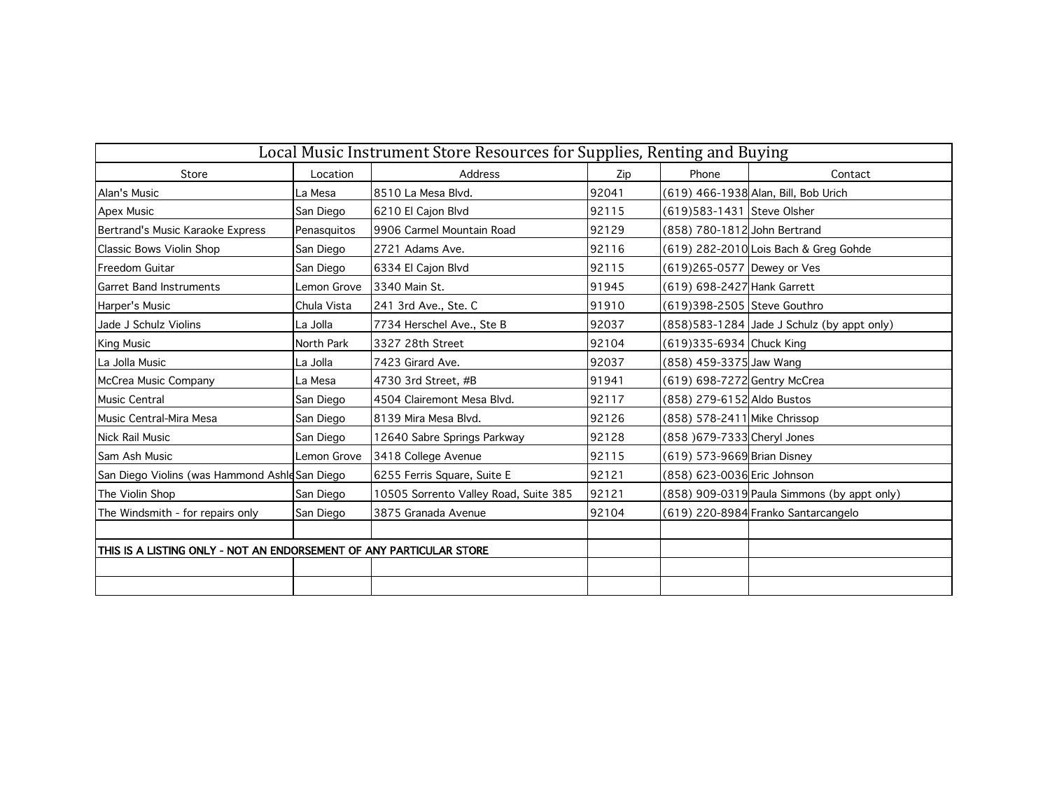| Local Music Instrument Store Resources for Supplies, Renting and Buying | | | | | |
|---|---|---|---|---|---|
| Store | Location | Address | Zip | Phone | Contact |
| Alan's Music | La Mesa | 8510 La Mesa Blvd. | 92041 | (619) 466-1938 | Alan, Bill, Bob Urich |
| Apex Music | San Diego | 6210 El Cajon Blvd | 92115 | (619)583-1431 | Steve Olsher |
| Bertrand's Music Karaoke Express | Penasquitos | 9906 Carmel Mountain Road | 92129 | (858) 780-1812 | John Bertrand |
| Classic Bows Violin Shop | San Diego | 2721 Adams Ave. | 92116 | (619) 282-2010 | Lois Bach & Greg Gohde |
| Freedom Guitar | San Diego | 6334 El Cajon Blvd | 92115 | (619)265-0577 | Dewey or Ves |
| Garret Band Instruments | Lemon Grove | 3340 Main St. | 91945 | (619) 698-2427 | Hank Garrett |
| Harper's Music | Chula Vista | 241 3rd Ave., Ste. C | 91910 | (619)398-2505 | Steve Gouthro |
| Jade J Schulz Violins | La Jolla | 7734 Herschel Ave., Ste B | 92037 | (858)583-1284 | Jade J Schulz (by appt only) |
| King Music | North Park | 3327 28th Street | 92104 | (619)335-6934 | Chuck King |
| La Jolla Music | La Jolla | 7423 Girard Ave. | 92037 | (858) 459-3375 | Jaw Wang |
| McCrea Music Company | La Mesa | 4730 3rd Street, #B | 91941 | (619) 698-7272 | Gentry McCrea |
| Music Central | San Diego | 4504 Clairemont Mesa Blvd. | 92117 | (858) 279-6152 | Aldo Bustos |
| Music Central-Mira Mesa | San Diego | 8139 Mira Mesa Blvd. | 92126 | (858) 578-2411 | Mike Chrissop |
| Nick Rail Music | San Diego | 12640 Sabre Springs Parkway | 92128 | (858 )679-7333 | Cheryl Jones |
| Sam Ash Music | Lemon Grove | 3418 College Avenue | 92115 | (619) 573-9669 | Brian Disney |
| San Diego Violins (was Hammond Ashle | San Diego | 6255 Ferris Square, Suite E | 92121 | (858) 623-0036 | Eric Johnson |
| The Violin Shop | San Diego | 10505 Sorrento Valley Road, Suite 385 | 92121 | (858) 909-0319 | Paula Simmons (by appt only) |
| The Windsmith - for repairs only | San Diego | 3875 Granada Avenue | 92104 | (619) 220-8984 | Franko Santarcangelo |
| | | | | | |
| THIS IS A LISTING ONLY - NOT AN ENDORSEMENT OF ANY PARTICULAR STORE | | | | | |
| | | | | | |
| | | | | | |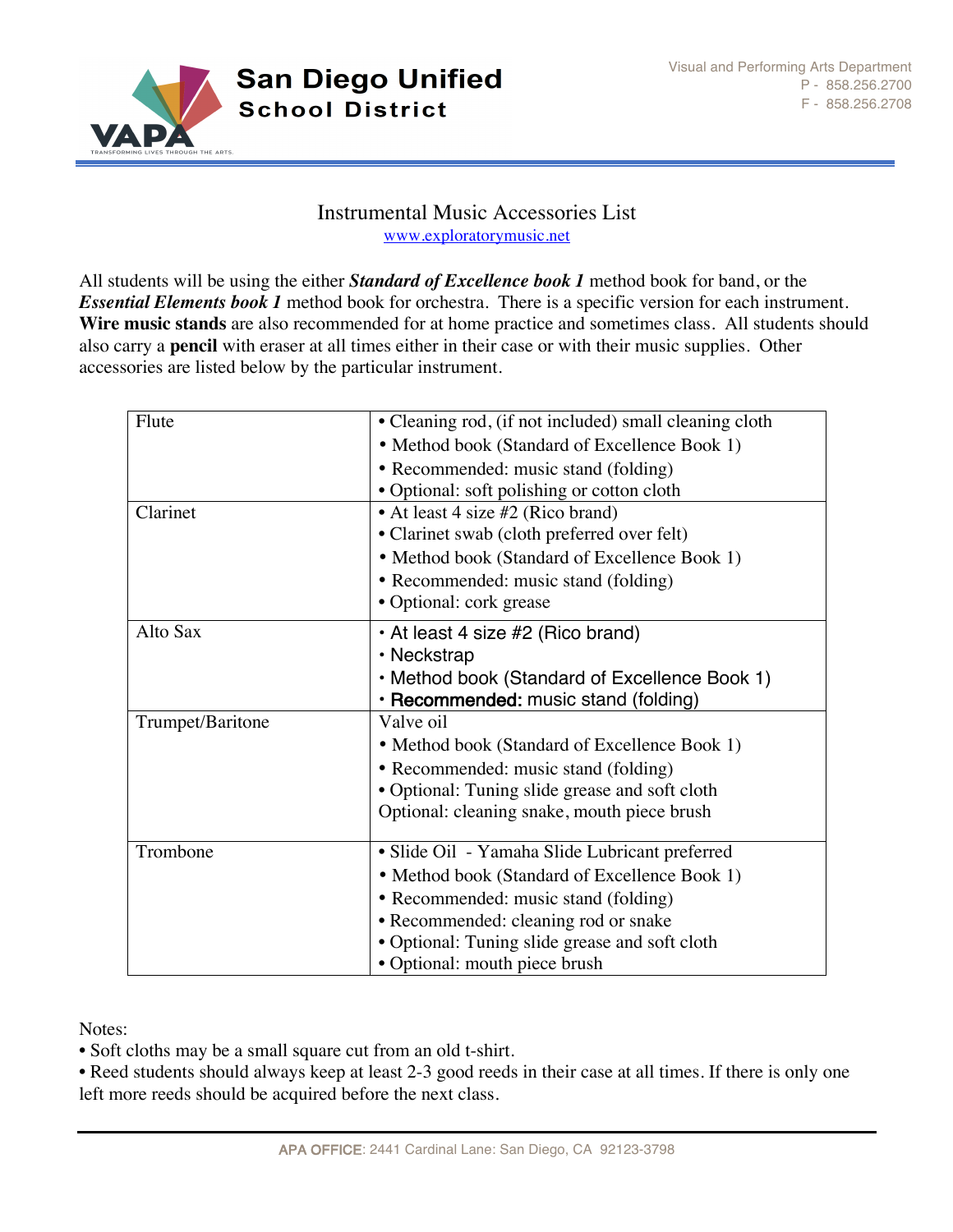San Diego Unified School District

Visual and Performing Arts Department
P - 858.256.2700
F - 858.256.2708

# Instrumental Music Accessories List

[www.exploratorymusic.net](http://www.exploratorymusic.net)

All students will be using the either ***Standard of Excellence book 1*** method book for band, or the ***Essential Elements book 1*** method book for orchestra. There is a specific version for each instrument. **Wire music stands** are also recommended for at home practice and sometimes class. All students should also carry a **pencil** with eraser at all times either in their case or with their music supplies. Other accessories are listed below by the particular instrument.

| | |
|---|---|
| Flute | • Cleaning rod, (if not included) small cleaning cloth<br>• Method book (Standard of Excellence Book 1)<br>• Recommended: music stand (folding)<br>• Optional: soft polishing or cotton cloth |
| Clarinet | • At least 4 size #2 (Rico brand)<br>• Clarinet swab (cloth preferred over felt)<br>• Method book (Standard of Excellence Book 1)<br>• Recommended: music stand (folding)<br>• Optional: cork grease |
| Alto Sax | • At least 4 size #2 (Rico brand)<br>• Neckstrap<br>• Method book (Standard of Excellence Book 1)<br>• **Recommended:** music stand (folding) |
| Trumpet/Baritone | Valve oil<br>• Method book (Standard of Excellence Book 1)<br>• Recommended: music stand (folding)<br>• Optional: Tuning slide grease and soft cloth<br>Optional: cleaning snake, mouth piece brush |
| Trombone | • Slide Oil - Yamaha Slide Lubricant preferred<br>• Method book (Standard of Excellence Book 1)<br>• Recommended: music stand (folding)<br>• Recommended: cleaning rod or snake<br>• Optional: Tuning slide grease and soft cloth<br>• Optional: mouth piece brush |

Notes:
- Soft cloths may be a small square cut from an old t-shirt.
- Reed students should always keep at least 2-3 good reeds in their case at all times. If there is only one left more reeds should be acquired before the next class.

APA OFFICE: 2441 Cardinal Lane: San Diego, CA 92123-3798